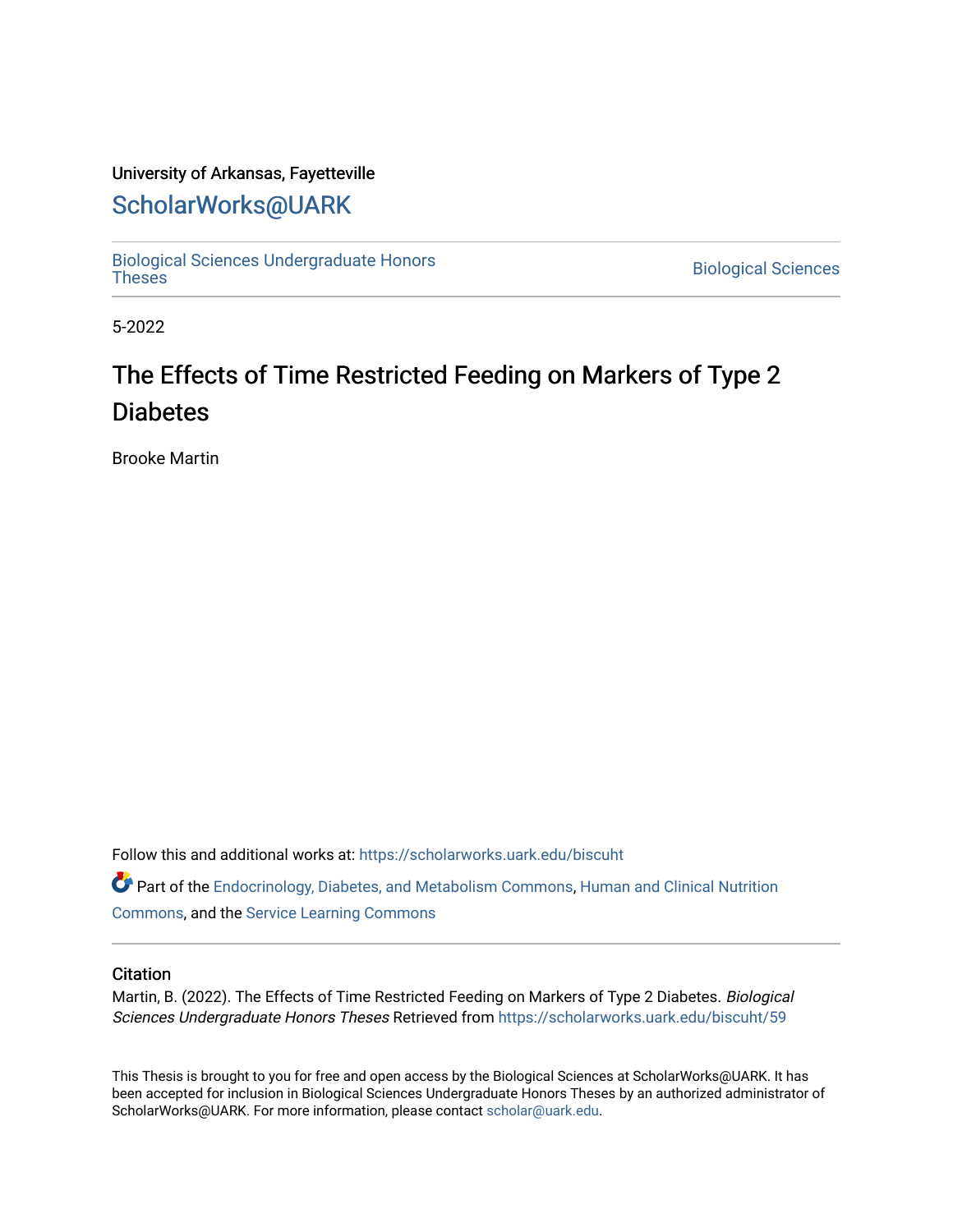University of Arkansas, Fayetteville

# ScholarWorks@UARK

Biological Sciences Undergraduate Honors Theses

Biological Sciences

5-2022

# The Effects of Time Restricted Feeding on Markers of Type 2 Diabetes

Brooke Martin

Follow this and additional works at: https://scholarworks.uark.edu/biscuht

Part of the Endocrinology, Diabetes, and Metabolism Commons, Human and Clinical Nutrition Commons, and the Service Learning Commons

## Citation

Martin, B. (2022). The Effects of Time Restricted Feeding on Markers of Type 2 Diabetes. *Biological Sciences Undergraduate Honors Theses* Retrieved from https://scholarworks.uark.edu/biscuht/59

This Thesis is brought to you for free and open access by the Biological Sciences at ScholarWorks@UARK. It has been accepted for inclusion in Biological Sciences Undergraduate Honors Theses by an authorized administrator of ScholarWorks@UARK. For more information, please contact scholar@uark.edu.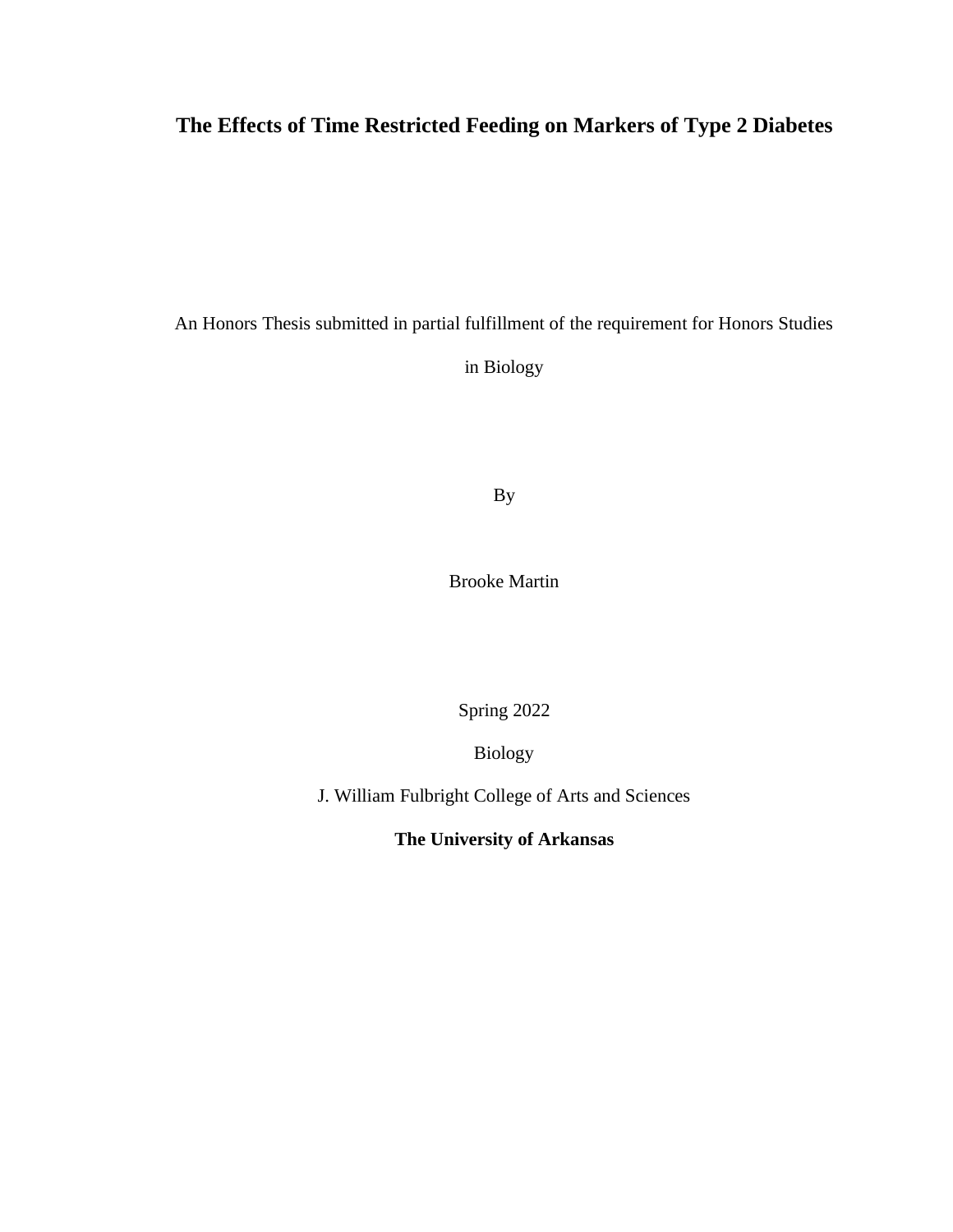# The Effects of Time Restricted Feeding on Markers of Type 2 Diabetes

An Honors Thesis submitted in partial fulfillment of the requirement for Honors Studies in Biology

By

Brooke Martin

Spring 2022

Biology

J. William Fulbright College of Arts and Sciences

**The University of Arkansas**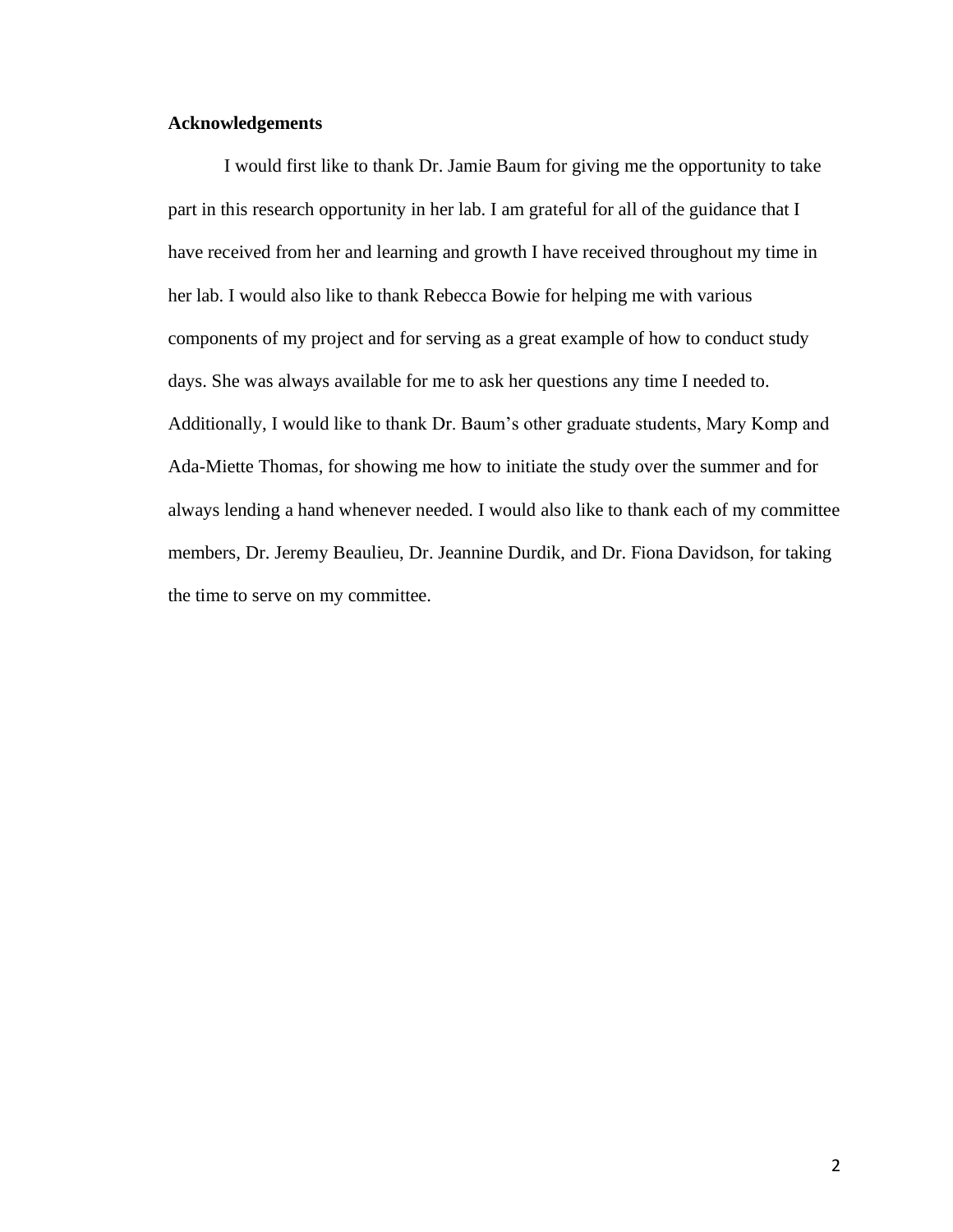## Acknowledgements

I would first like to thank Dr. Jamie Baum for giving me the opportunity to take part in this research opportunity in her lab. I am grateful for all of the guidance that I have received from her and learning and growth I have received throughout my time in her lab. I would also like to thank Rebecca Bowie for helping me with various components of my project and for serving as a great example of how to conduct study days. She was always available for me to ask her questions any time I needed to. Additionally, I would like to thank Dr. Baum's other graduate students, Mary Komp and Ada-Miette Thomas, for showing me how to initiate the study over the summer and for always lending a hand whenever needed. I would also like to thank each of my committee members, Dr. Jeremy Beaulieu, Dr. Jeannine Durdik, and Dr. Fiona Davidson, for taking the time to serve on my committee.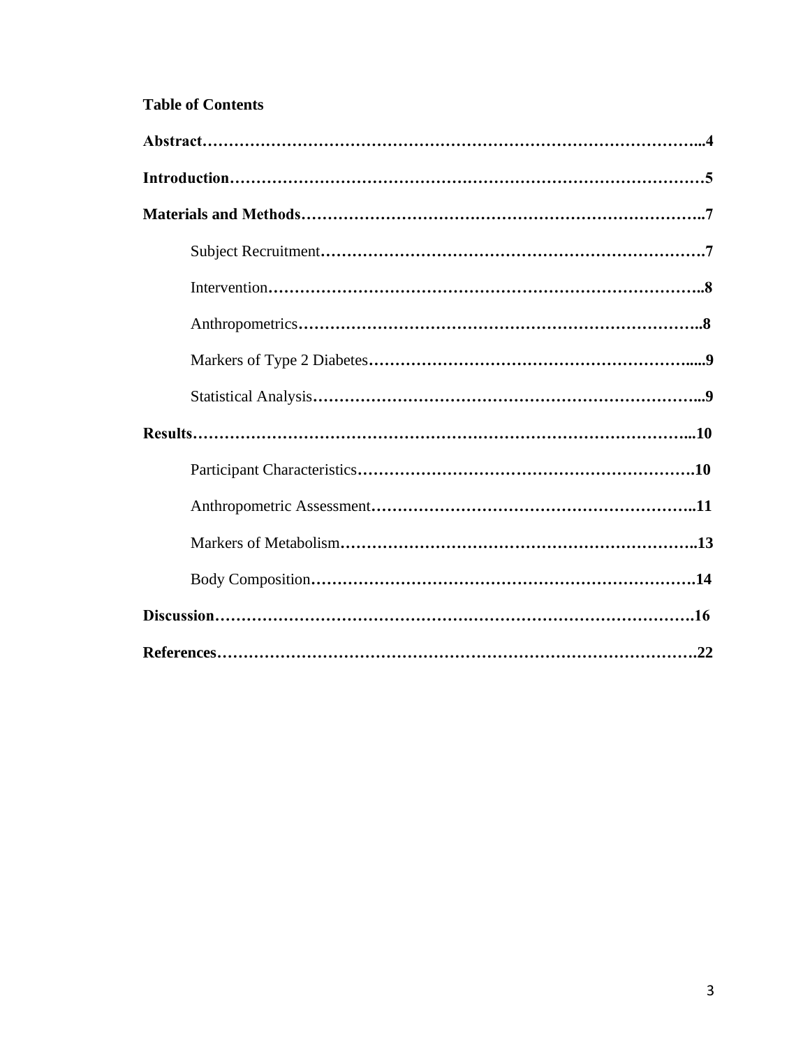**Table of Contents**

**Abstract……………………………………………………………………………………...4**

**Introduction…………………………………………………………………………………5**

**Materials and Methods………………………………………………………………..7**

- Subject Recruitment……………………………………………………………….7
- Intervention…………………………………………………………………………..8
- Anthropometrics……………………………………………………………………..8
- Markers of Type 2 Diabetes…………………………………………………….....9
- Statistical Analysis………………………………………………………………...9

**Results…………………………………………………………………………………...10**

- Participant Characteristics…………………………………………………….10
- Anthropometric Assessment………………………………………………..11
- Markers of Metabolism………………………………………………………..13
- Body Composition……………………………………………………………….14

**Discussion……………………………………………………………………………….16**

**References……………………………………………………………………………….22**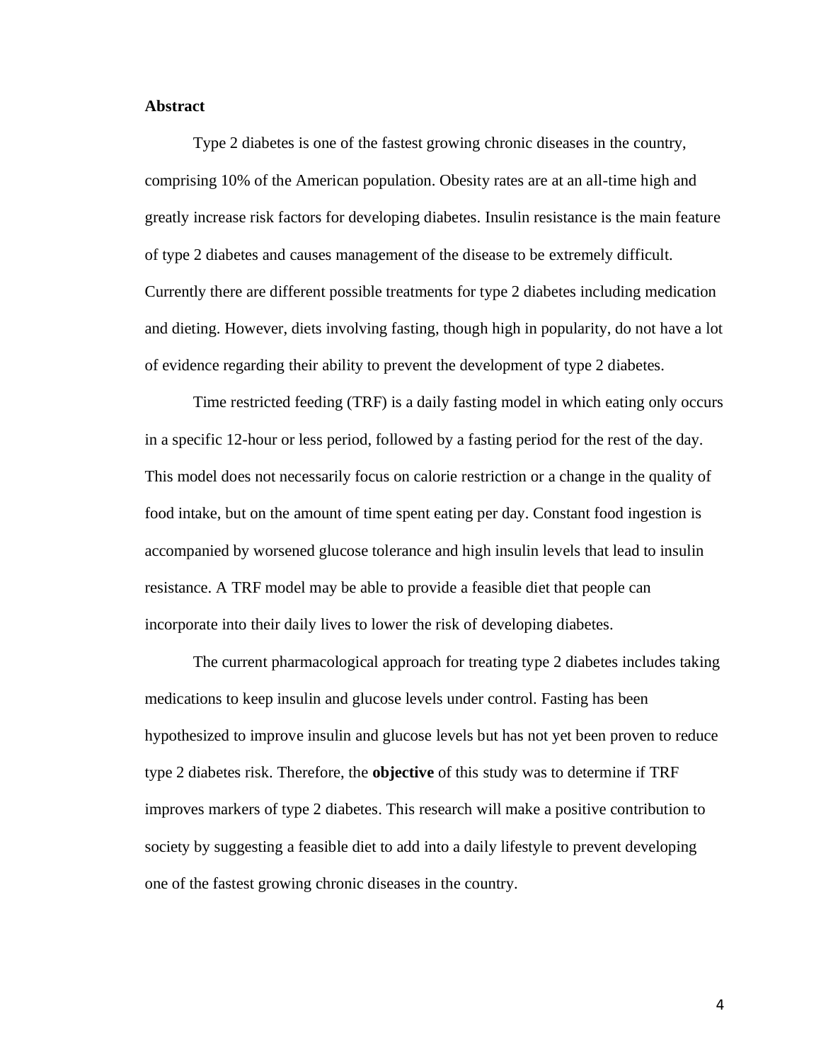## Abstract

Type 2 diabetes is one of the fastest growing chronic diseases in the country, comprising 10% of the American population. Obesity rates are at an all-time high and greatly increase risk factors for developing diabetes. Insulin resistance is the main feature of type 2 diabetes and causes management of the disease to be extremely difficult. Currently there are different possible treatments for type 2 diabetes including medication and dieting. However, diets involving fasting, though high in popularity, do not have a lot of evidence regarding their ability to prevent the development of type 2 diabetes.

Time restricted feeding (TRF) is a daily fasting model in which eating only occurs in a specific 12-hour or less period, followed by a fasting period for the rest of the day. This model does not necessarily focus on calorie restriction or a change in the quality of food intake, but on the amount of time spent eating per day. Constant food ingestion is accompanied by worsened glucose tolerance and high insulin levels that lead to insulin resistance. A TRF model may be able to provide a feasible diet that people can incorporate into their daily lives to lower the risk of developing diabetes.

The current pharmacological approach for treating type 2 diabetes includes taking medications to keep insulin and glucose levels under control. Fasting has been hypothesized to improve insulin and glucose levels but has not yet been proven to reduce type 2 diabetes risk. Therefore, the **objective** of this study was to determine if TRF improves markers of type 2 diabetes. This research will make a positive contribution to society by suggesting a feasible diet to add into a daily lifestyle to prevent developing one of the fastest growing chronic diseases in the country.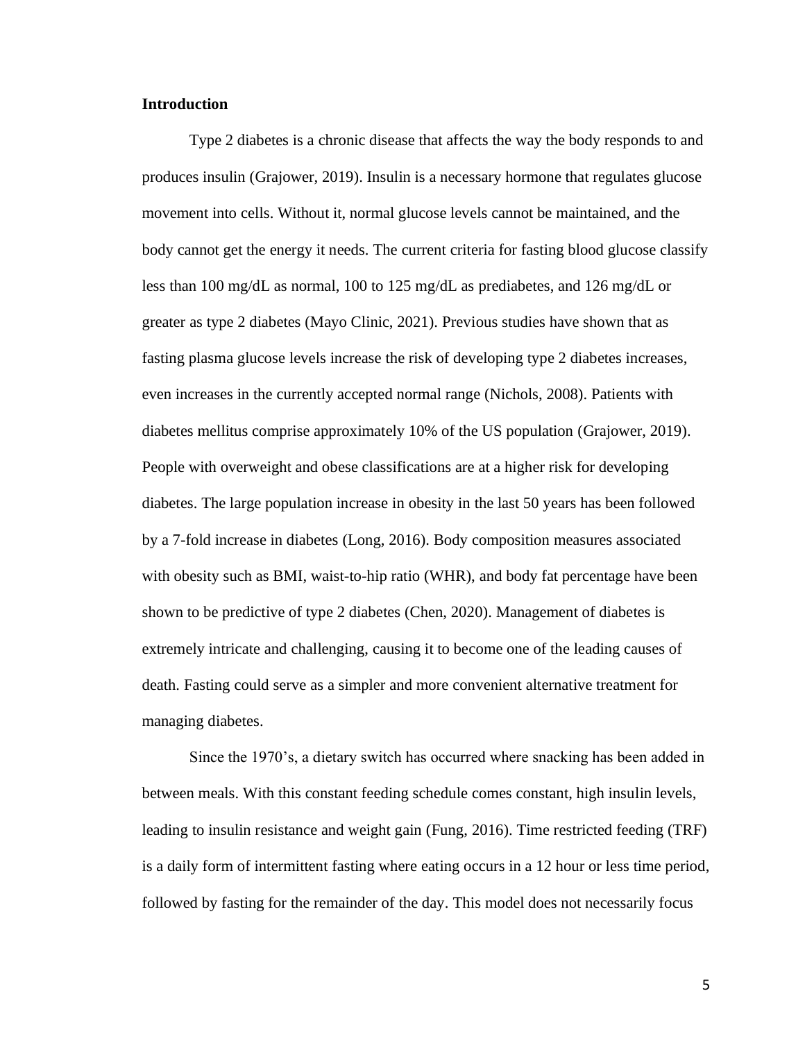## Introduction

Type 2 diabetes is a chronic disease that affects the way the body responds to and produces insulin (Grajower, 2019). Insulin is a necessary hormone that regulates glucose movement into cells. Without it, normal glucose levels cannot be maintained, and the body cannot get the energy it needs. The current criteria for fasting blood glucose classify less than 100 mg/dL as normal, 100 to 125 mg/dL as prediabetes, and 126 mg/dL or greater as type 2 diabetes (Mayo Clinic, 2021). Previous studies have shown that as fasting plasma glucose levels increase the risk of developing type 2 diabetes increases, even increases in the currently accepted normal range (Nichols, 2008). Patients with diabetes mellitus comprise approximately 10% of the US population (Grajower, 2019). People with overweight and obese classifications are at a higher risk for developing diabetes. The large population increase in obesity in the last 50 years has been followed by a 7-fold increase in diabetes (Long, 2016). Body composition measures associated with obesity such as BMI, waist-to-hip ratio (WHR), and body fat percentage have been shown to be predictive of type 2 diabetes (Chen, 2020). Management of diabetes is extremely intricate and challenging, causing it to become one of the leading causes of death. Fasting could serve as a simpler and more convenient alternative treatment for managing diabetes.

Since the 1970's, a dietary switch has occurred where snacking has been added in between meals. With this constant feeding schedule comes constant, high insulin levels, leading to insulin resistance and weight gain (Fung, 2016). Time restricted feeding (TRF) is a daily form of intermittent fasting where eating occurs in a 12 hour or less time period, followed by fasting for the remainder of the day. This model does not necessarily focus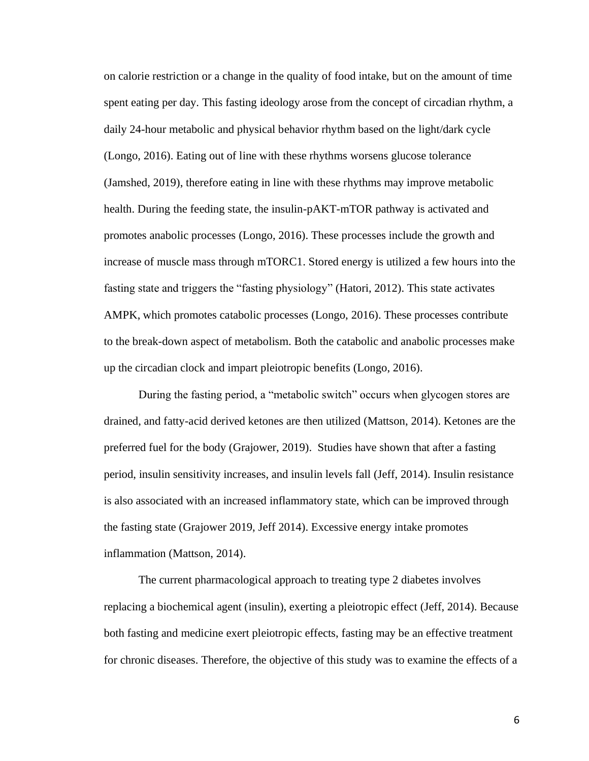on calorie restriction or a change in the quality of food intake, but on the amount of time spent eating per day. This fasting ideology arose from the concept of circadian rhythm, a daily 24-hour metabolic and physical behavior rhythm based on the light/dark cycle (Longo, 2016). Eating out of line with these rhythms worsens glucose tolerance (Jamshed, 2019), therefore eating in line with these rhythms may improve metabolic health. During the feeding state, the insulin-pAKT-mTOR pathway is activated and promotes anabolic processes (Longo, 2016). These processes include the growth and increase of muscle mass through mTORC1. Stored energy is utilized a few hours into the fasting state and triggers the "fasting physiology" (Hatori, 2012). This state activates AMPK, which promotes catabolic processes (Longo, 2016). These processes contribute to the break-down aspect of metabolism. Both the catabolic and anabolic processes make up the circadian clock and impart pleiotropic benefits (Longo, 2016).

During the fasting period, a "metabolic switch" occurs when glycogen stores are drained, and fatty-acid derived ketones are then utilized (Mattson, 2014). Ketones are the preferred fuel for the body (Grajower, 2019). Studies have shown that after a fasting period, insulin sensitivity increases, and insulin levels fall (Jeff, 2014). Insulin resistance is also associated with an increased inflammatory state, which can be improved through the fasting state (Grajower 2019, Jeff 2014). Excessive energy intake promotes inflammation (Mattson, 2014).

The current pharmacological approach to treating type 2 diabetes involves replacing a biochemical agent (insulin), exerting a pleiotropic effect (Jeff, 2014). Because both fasting and medicine exert pleiotropic effects, fasting may be an effective treatment for chronic diseases. Therefore, the objective of this study was to examine the effects of a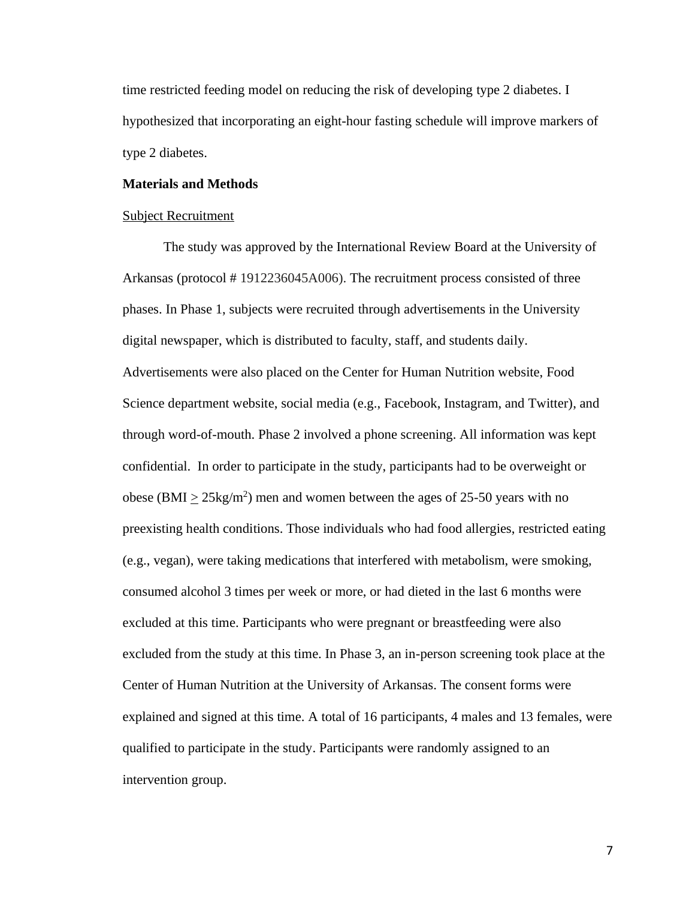time restricted feeding model on reducing the risk of developing type 2 diabetes. I hypothesized that incorporating an eight-hour fasting schedule will improve markers of type 2 diabetes.

**Materials and Methods**

Subject Recruitment

The study was approved by the International Review Board at the University of Arkansas (protocol # 1912236045A006). The recruitment process consisted of three phases. In Phase 1, subjects were recruited through advertisements in the University digital newspaper, which is distributed to faculty, staff, and students daily. Advertisements were also placed on the Center for Human Nutrition website, Food Science department website, social media (e.g., Facebook, Instagram, and Twitter), and through word-of-mouth. Phase 2 involved a phone screening. All information was kept confidential. In order to participate in the study, participants had to be overweight or obese (BMI $\geq$ 25kg/m$^2$) men and women between the ages of 25-50 years with no preexisting health conditions. Those individuals who had food allergies, restricted eating (e.g., vegan), were taking medications that interfered with metabolism, were smoking, consumed alcohol 3 times per week or more, or had dieted in the last 6 months were excluded at this time. Participants who were pregnant or breastfeeding were also excluded from the study at this time. In Phase 3, an in-person screening took place at the Center of Human Nutrition at the University of Arkansas. The consent forms were explained and signed at this time. A total of 16 participants, 4 males and 13 females, were qualified to participate in the study. Participants were randomly assigned to an intervention group.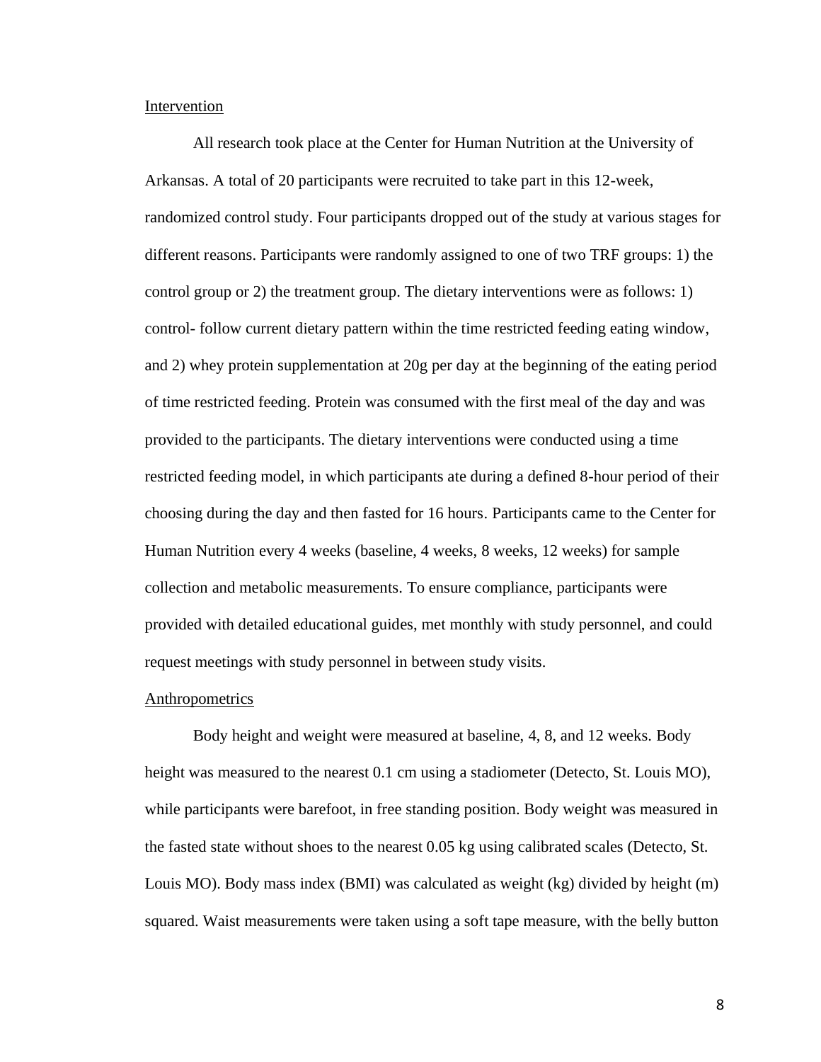Intervention

All research took place at the Center for Human Nutrition at the University of Arkansas. A total of 20 participants were recruited to take part in this 12-week, randomized control study. Four participants dropped out of the study at various stages for different reasons. Participants were randomly assigned to one of two TRF groups: 1) the control group or 2) the treatment group. The dietary interventions were as follows: 1) control- follow current dietary pattern within the time restricted feeding eating window, and 2) whey protein supplementation at 20g per day at the beginning of the eating period of time restricted feeding. Protein was consumed with the first meal of the day and was provided to the participants. The dietary interventions were conducted using a time restricted feeding model, in which participants ate during a defined 8-hour period of their choosing during the day and then fasted for 16 hours. Participants came to the Center for Human Nutrition every 4 weeks (baseline, 4 weeks, 8 weeks, 12 weeks) for sample collection and metabolic measurements. To ensure compliance, participants were provided with detailed educational guides, met monthly with study personnel, and could request meetings with study personnel in between study visits.

Anthropometrics

Body height and weight were measured at baseline, 4, 8, and 12 weeks. Body height was measured to the nearest 0.1 cm using a stadiometer (Detecto, St. Louis MO), while participants were barefoot, in free standing position. Body weight was measured in the fasted state without shoes to the nearest 0.05 kg using calibrated scales (Detecto, St. Louis MO). Body mass index (BMI) was calculated as weight (kg) divided by height (m) squared. Waist measurements were taken using a soft tape measure, with the belly button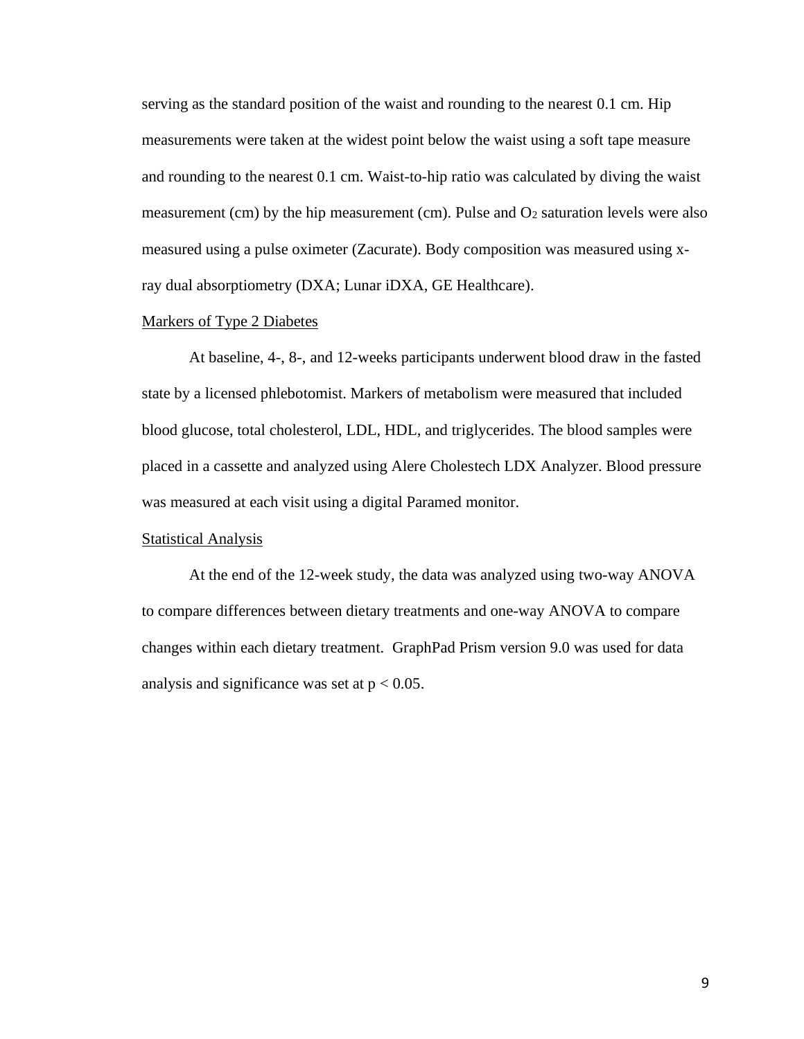serving as the standard position of the waist and rounding to the nearest 0.1 cm. Hip measurements were taken at the widest point below the waist using a soft tape measure and rounding to the nearest 0.1 cm. Waist-to-hip ratio was calculated by diving the waist measurement (cm) by the hip measurement (cm). Pulse and $O_2$ saturation levels were also measured using a pulse oximeter (Zacurate). Body composition was measured using x-ray dual absorptiometry (DXA; Lunar iDXA, GE Healthcare).

### Markers of Type 2 Diabetes

At baseline, 4-, 8-, and 12-weeks participants underwent blood draw in the fasted state by a licensed phlebotomist. Markers of metabolism were measured that included blood glucose, total cholesterol, LDL, HDL, and triglycerides. The blood samples were placed in a cassette and analyzed using Alere Cholestech LDX Analyzer. Blood pressure was measured at each visit using a digital Paramed monitor.

### Statistical Analysis

At the end of the 12-week study, the data was analyzed using two-way ANOVA to compare differences between dietary treatments and one-way ANOVA to compare changes within each dietary treatment. GraphPad Prism version 9.0 was used for data analysis and significance was set at $p < 0.05$.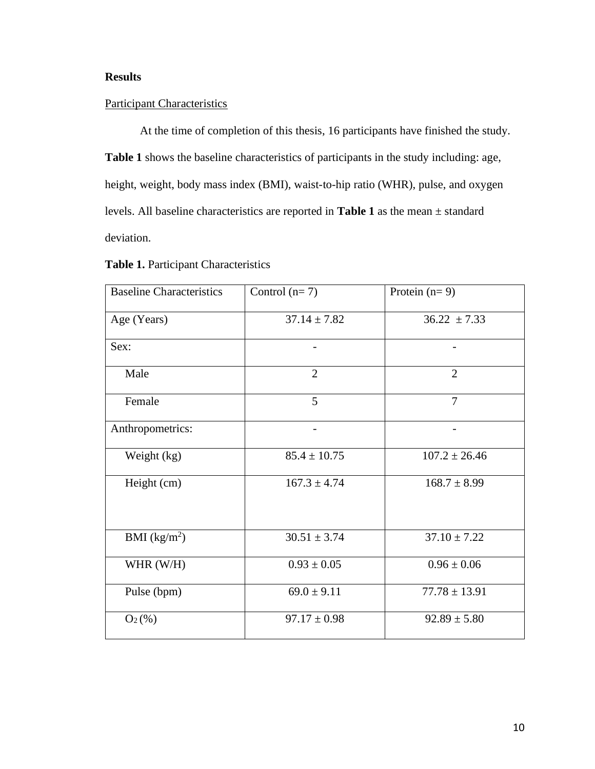## Results

Participant Characteristics

At the time of completion of this thesis, 16 participants have finished the study. **Table 1** shows the baseline characteristics of participants in the study including: age, height, weight, body mass index (BMI), waist-to-hip ratio (WHR), pulse, and oxygen levels. All baseline characteristics are reported in **Table 1** as the mean ± standard deviation.

**Table 1.** Participant Characteristics

| Baseline Characteristics | Control (n= 7) | Protein (n= 9) |
|---|---|---|
| Age (Years) | 37.14 ± 7.82 | 36.22 ± 7.33 |
| Sex: | - | - |
| Male | 2 | 2 |
| Female | 5 | 7 |
| Anthropometrics: | - | - |
| Weight (kg) | 85.4 ± 10.75 | 107.2 ± 26.46 |
| Height (cm) | 167.3 ± 4.74 | 168.7 ± 8.99 |
| BMI ($kg/m^2$) | 30.51 ± 3.74 | 37.10 ± 7.22 |
| WHR (W/H) | 0.93 ± 0.05 | 0.96 ± 0.06 |
| Pulse (bpm) | 69.0 ± 9.11 | 77.78 ± 13.91 |
| $O_2$ (%) | 97.17 ± 0.98 | 92.89 ± 5.80 |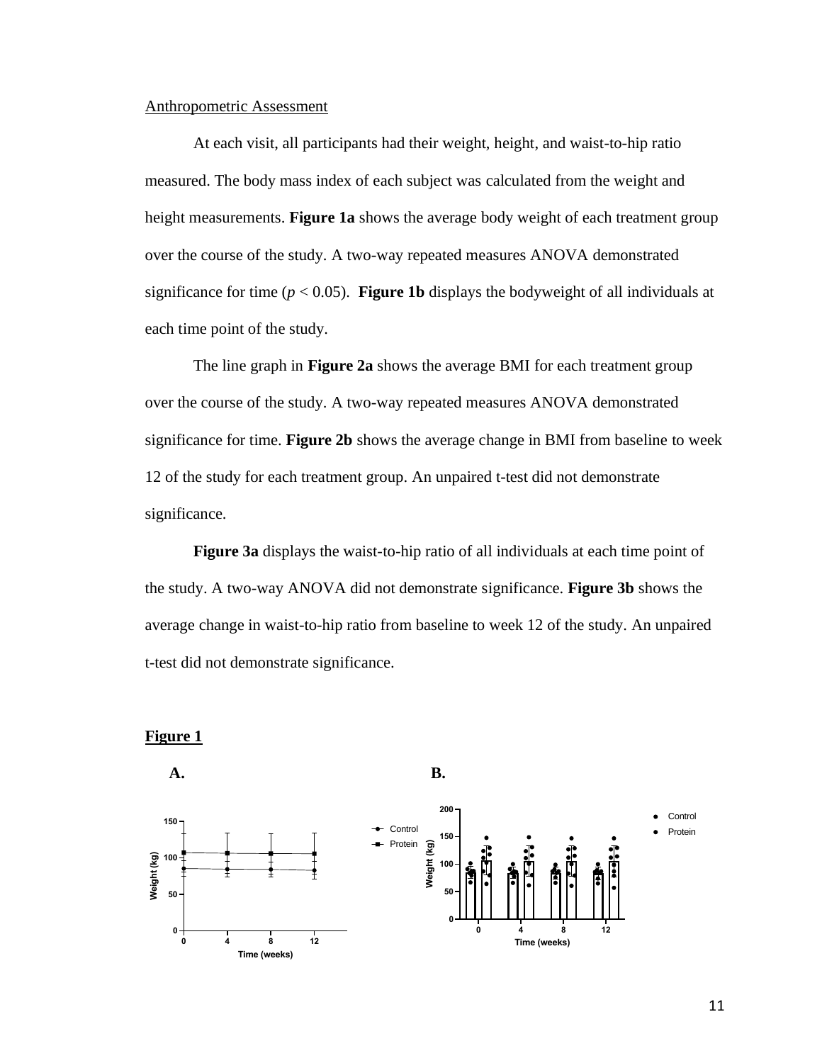Anthropometric Assessment

At each visit, all participants had their weight, height, and waist-to-hip ratio measured. The body mass index of each subject was calculated from the weight and height measurements. **Figure 1a** shows the average body weight of each treatment group over the course of the study. A two-way repeated measures ANOVA demonstrated significance for time ($p < 0.05$). **Figure 1b** displays the bodyweight of all individuals at each time point of the study.

The line graph in **Figure 2a** shows the average BMI for each treatment group over the course of the study. A two-way repeated measures ANOVA demonstrated significance for time. **Figure 2b** shows the average change in BMI from baseline to week 12 of the study for each treatment group. An unpaired t-test did not demonstrate significance.

**Figure 3a** displays the waist-to-hip ratio of all individuals at each time point of the study. A two-way ANOVA did not demonstrate significance. **Figure 3b** shows the average change in waist-to-hip ratio from baseline to week 12 of the study. An unpaired t-test did not demonstrate significance.

**Figure 1**

**A.** **B.**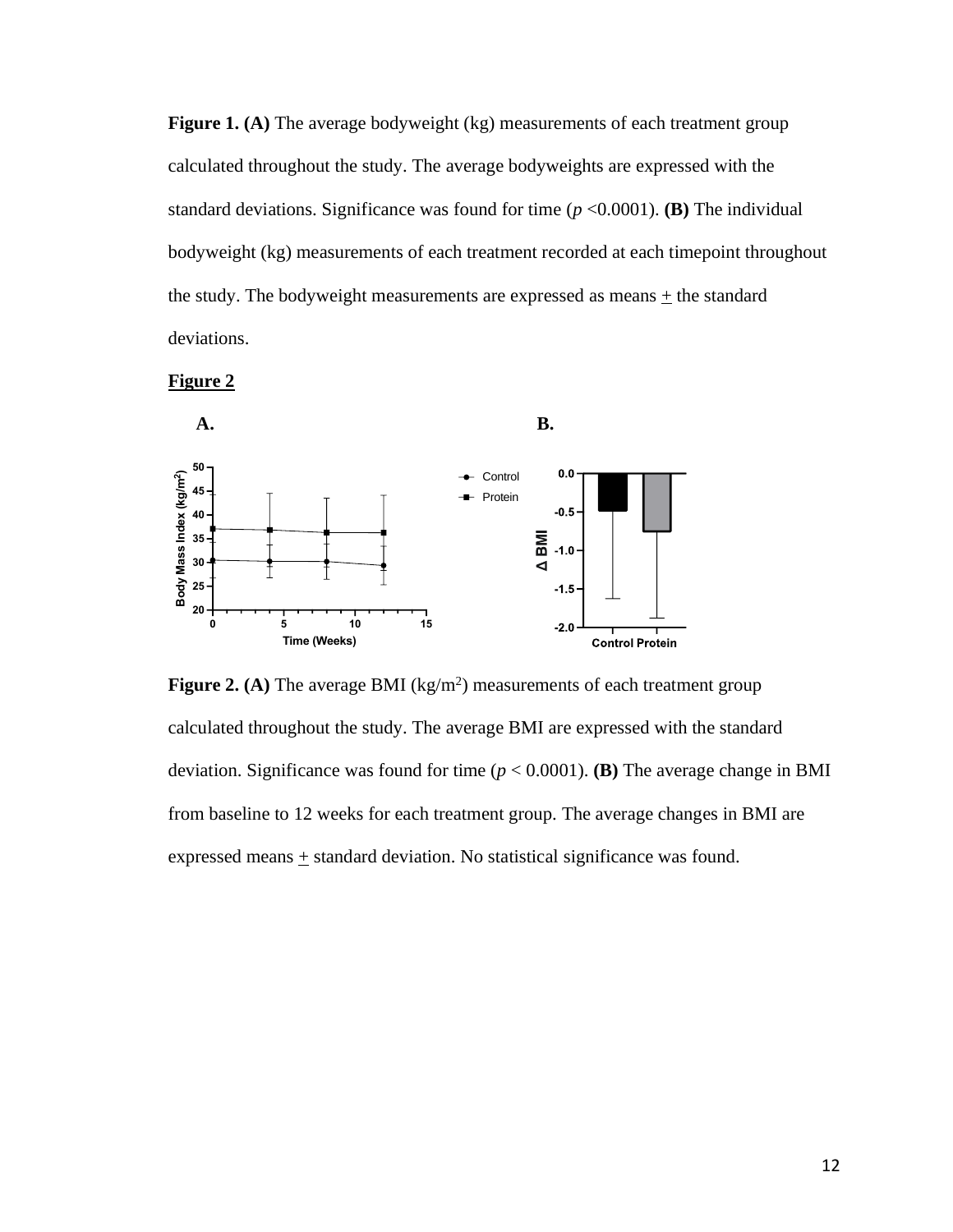**Figure 1. (A)** The average bodyweight (kg) measurements of each treatment group calculated throughout the study. The average bodyweights are expressed with the standard deviations. Significance was found for time ($p$ <0.0001). **(B)** The individual bodyweight (kg) measurements of each treatment recorded at each timepoint throughout the study. The bodyweight measurements are expressed as means $\pm$ the standard deviations.

**Figure 2**

**Figure 2. (A)** The average BMI (kg/m$^2$) measurements of each treatment group calculated throughout the study. The average BMI are expressed with the standard deviation. Significance was found for time ($p$ < 0.0001). **(B)** The average change in BMI from baseline to 12 weeks for each treatment group. The average changes in BMI are expressed means $\pm$ standard deviation. No statistical significance was found.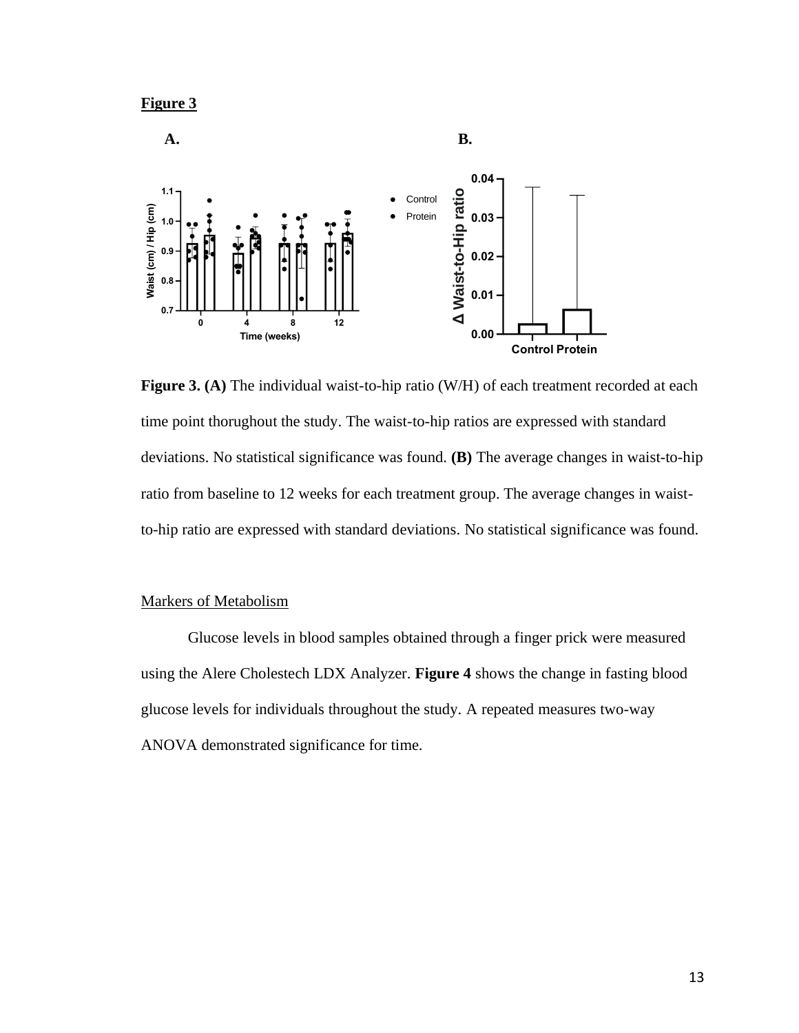**Figure 3**

**A.** **B.**

**Figure 3. (A)** The individual waist-to-hip ratio (W/H) of each treatment recorded at each time point thorughout the study. The waist-to-hip ratios are expressed with standard deviations. No statistical significance was found. **(B)** The average changes in waist-to-hip ratio from baseline to 12 weeks for each treatment group. The average changes in waist-to-hip ratio are expressed with standard deviations. No statistical significance was found.

## Markers of Metabolism

Glucose levels in blood samples obtained through a finger prick were measured using the Alere Cholestech LDX Analyzer. **Figure 4** shows the change in fasting blood glucose levels for individuals throughout the study. A repeated measures two-way ANOVA demonstrated significance for time.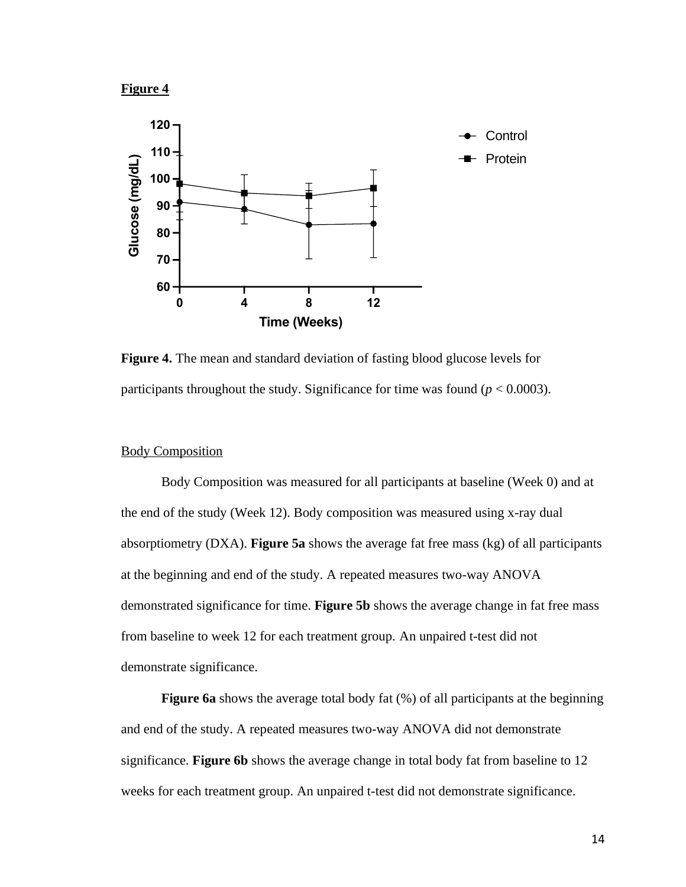**Figure 4**

**Figure 4.** The mean and standard deviation of fasting blood glucose levels for participants throughout the study. Significance for time was found ($p < 0.0003$).

Body Composition

Body Composition was measured for all participants at baseline (Week 0) and at the end of the study (Week 12). Body composition was measured using x-ray dual absorptiometry (DXA). **Figure 5a** shows the average fat free mass (kg) of all participants at the beginning and end of the study. A repeated measures two-way ANOVA demonstrated significance for time. **Figure 5b** shows the average change in fat free mass from baseline to week 12 for each treatment group. An unpaired t-test did not demonstrate significance.

**Figure 6a** shows the average total body fat (%) of all participants at the beginning and end of the study. A repeated measures two-way ANOVA did not demonstrate significance. **Figure 6b** shows the average change in total body fat from baseline to 12 weeks for each treatment group. An unpaired t-test did not demonstrate significance.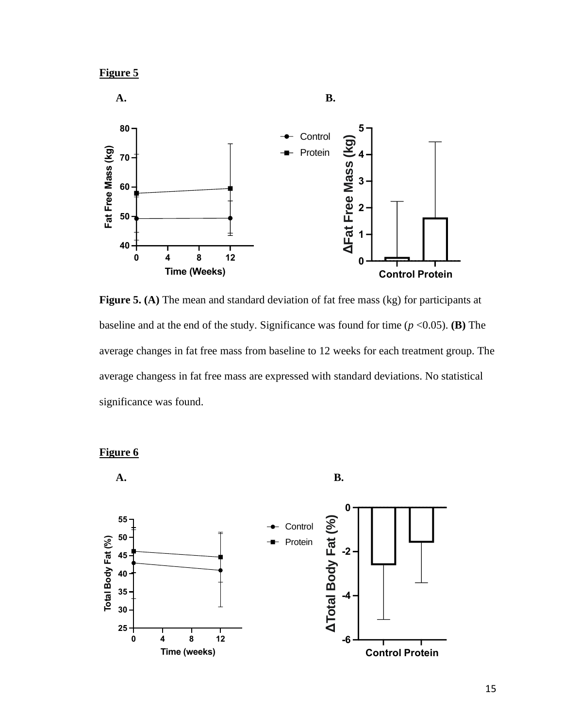**Figure 5**

**A.** **B.**

**Figure 5. (A)** The mean and standard deviation of fat free mass (kg) for participants at baseline and at the end of the study. Significance was found for time ($p$ <0.05). **(B)** The average changes in fat free mass from baseline to 12 weeks for each treatment group. The average changess in fat free mass are expressed with standard deviations. No statistical significance was found.

**Figure 6**

**A.** **B.**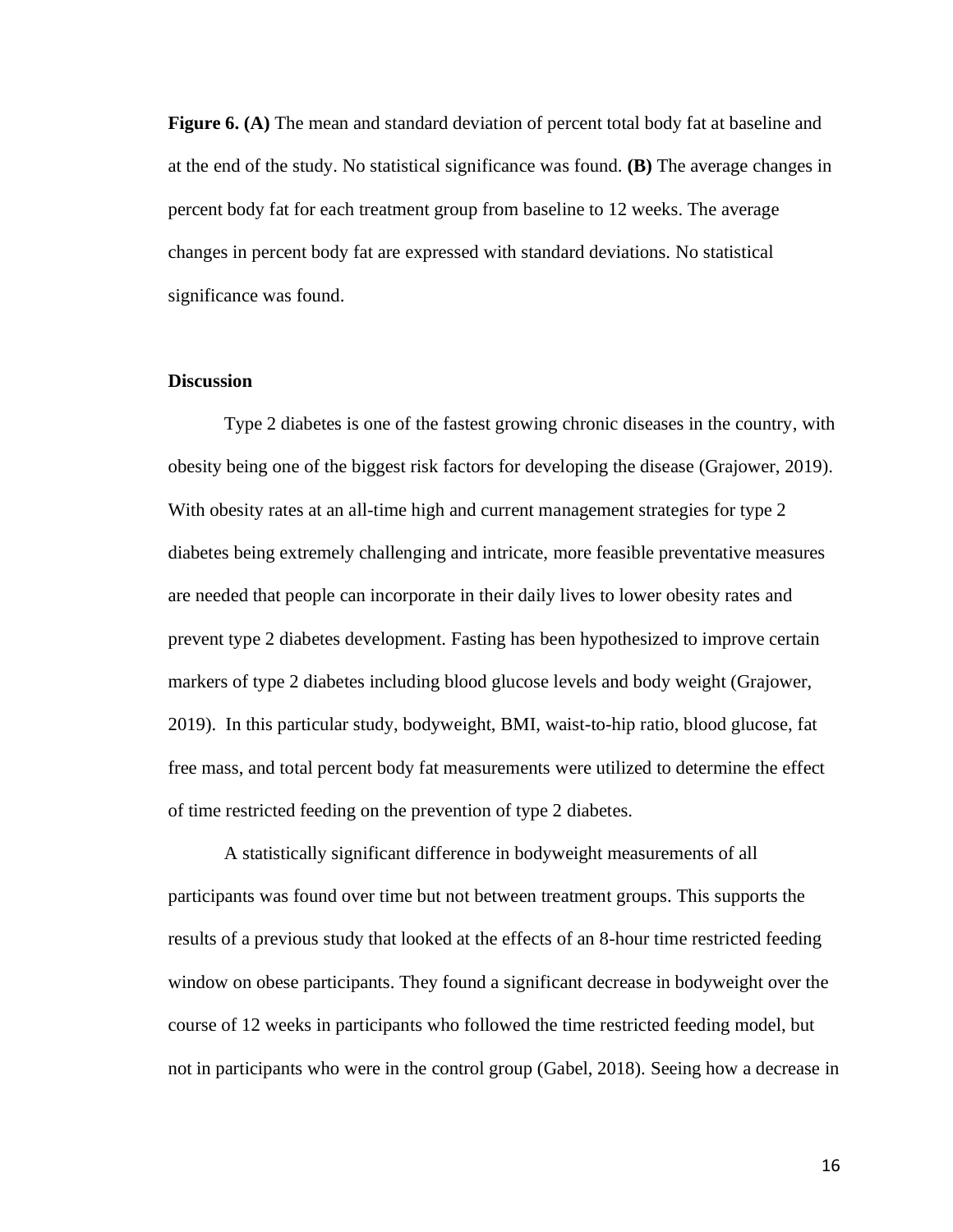**Figure 6. (A)** The mean and standard deviation of percent total body fat at baseline and at the end of the study. No statistical significance was found. **(B)** The average changes in percent body fat for each treatment group from baseline to 12 weeks. The average changes in percent body fat are expressed with standard deviations. No statistical significance was found.

## Discussion

Type 2 diabetes is one of the fastest growing chronic diseases in the country, with obesity being one of the biggest risk factors for developing the disease (Grajower, 2019). With obesity rates at an all-time high and current management strategies for type 2 diabetes being extremely challenging and intricate, more feasible preventative measures are needed that people can incorporate in their daily lives to lower obesity rates and prevent type 2 diabetes development. Fasting has been hypothesized to improve certain markers of type 2 diabetes including blood glucose levels and body weight (Grajower, 2019). In this particular study, bodyweight, BMI, waist-to-hip ratio, blood glucose, fat free mass, and total percent body fat measurements were utilized to determine the effect of time restricted feeding on the prevention of type 2 diabetes.

A statistically significant difference in bodyweight measurements of all participants was found over time but not between treatment groups. This supports the results of a previous study that looked at the effects of an 8-hour time restricted feeding window on obese participants. They found a significant decrease in bodyweight over the course of 12 weeks in participants who followed the time restricted feeding model, but not in participants who were in the control group (Gabel, 2018). Seeing how a decrease in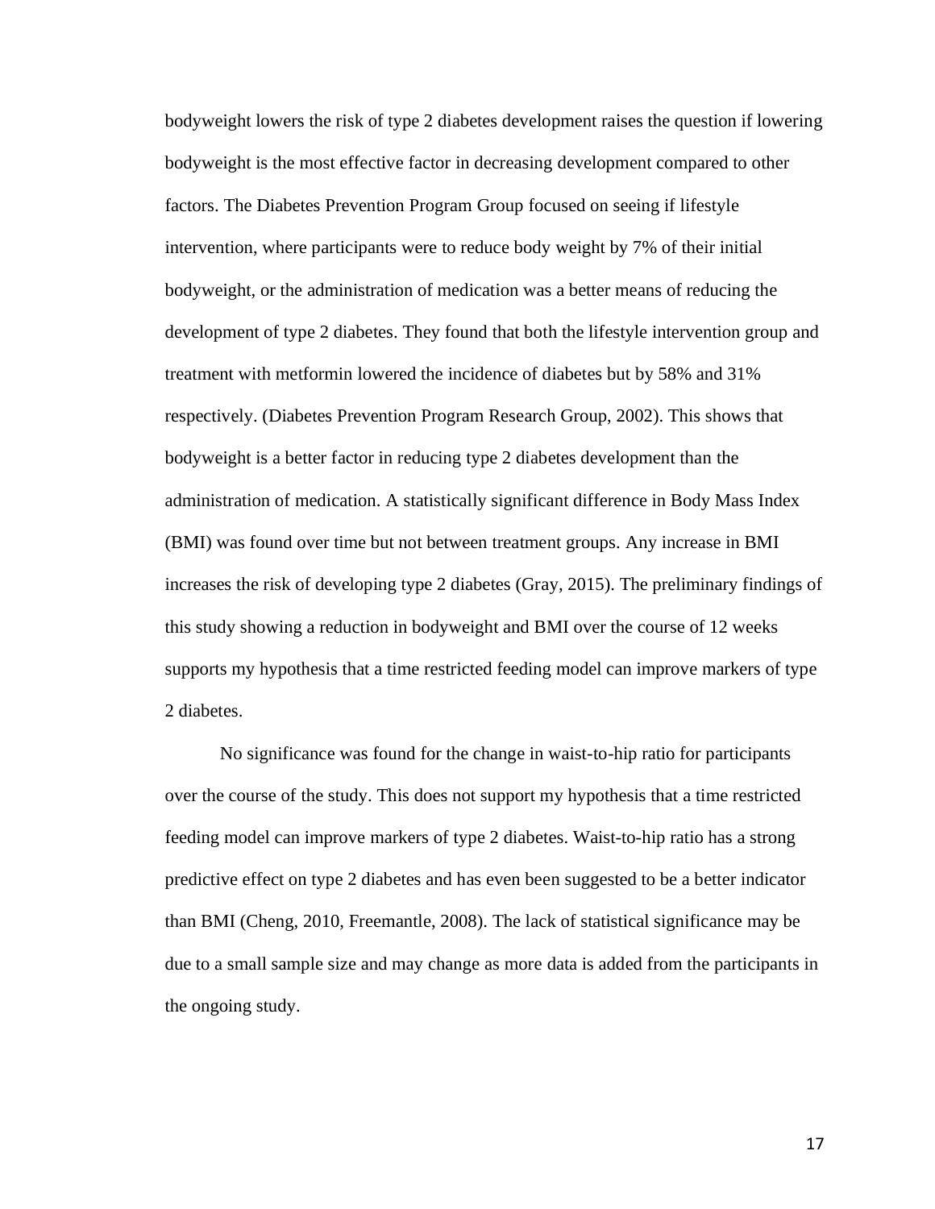bodyweight lowers the risk of type 2 diabetes development raises the question if lowering bodyweight is the most effective factor in decreasing development compared to other factors. The Diabetes Prevention Program Group focused on seeing if lifestyle intervention, where participants were to reduce body weight by 7% of their initial bodyweight, or the administration of medication was a better means of reducing the development of type 2 diabetes. They found that both the lifestyle intervention group and treatment with metformin lowered the incidence of diabetes but by 58% and 31% respectively. (Diabetes Prevention Program Research Group, 2002). This shows that bodyweight is a better factor in reducing type 2 diabetes development than the administration of medication. A statistically significant difference in Body Mass Index (BMI) was found over time but not between treatment groups. Any increase in BMI increases the risk of developing type 2 diabetes (Gray, 2015). The preliminary findings of this study showing a reduction in bodyweight and BMI over the course of 12 weeks supports my hypothesis that a time restricted feeding model can improve markers of type 2 diabetes.

No significance was found for the change in waist-to-hip ratio for participants over the course of the study. This does not support my hypothesis that a time restricted feeding model can improve markers of type 2 diabetes. Waist-to-hip ratio has a strong predictive effect on type 2 diabetes and has even been suggested to be a better indicator than BMI (Cheng, 2010, Freemantle, 2008). The lack of statistical significance may be due to a small sample size and may change as more data is added from the participants in the ongoing study.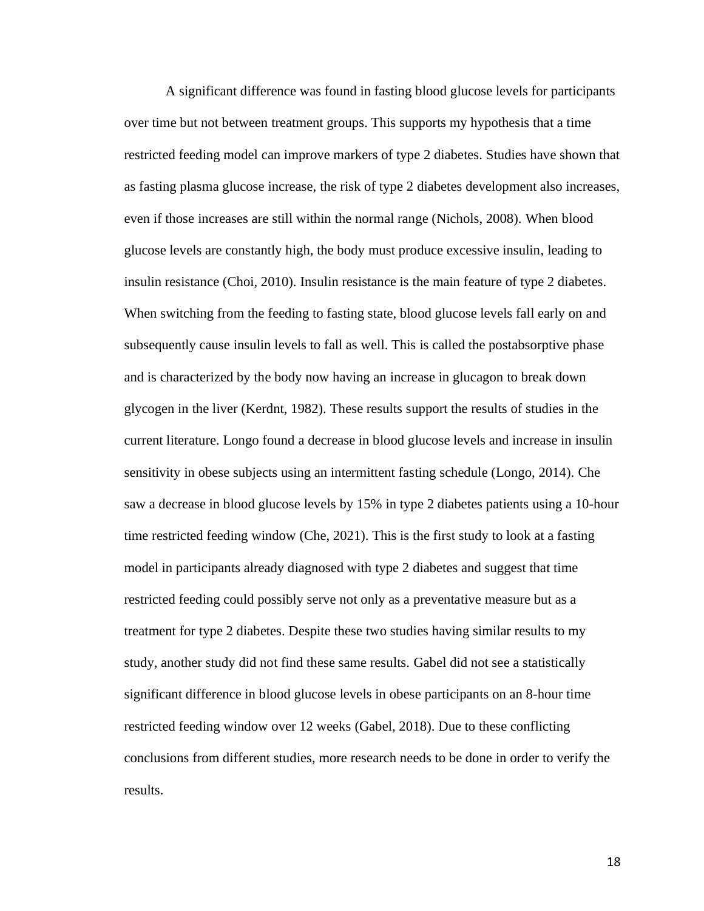A significant difference was found in fasting blood glucose levels for participants over time but not between treatment groups. This supports my hypothesis that a time restricted feeding model can improve markers of type 2 diabetes. Studies have shown that as fasting plasma glucose increase, the risk of type 2 diabetes development also increases, even if those increases are still within the normal range (Nichols, 2008). When blood glucose levels are constantly high, the body must produce excessive insulin, leading to insulin resistance (Choi, 2010). Insulin resistance is the main feature of type 2 diabetes. When switching from the feeding to fasting state, blood glucose levels fall early on and subsequently cause insulin levels to fall as well. This is called the postabsorptive phase and is characterized by the body now having an increase in glucagon to break down glycogen in the liver (Kerdnt, 1982). These results support the results of studies in the current literature. Longo found a decrease in blood glucose levels and increase in insulin sensitivity in obese subjects using an intermittent fasting schedule (Longo, 2014). Che saw a decrease in blood glucose levels by 15% in type 2 diabetes patients using a 10-hour time restricted feeding window (Che, 2021). This is the first study to look at a fasting model in participants already diagnosed with type 2 diabetes and suggest that time restricted feeding could possibly serve not only as a preventative measure but as a treatment for type 2 diabetes. Despite these two studies having similar results to my study, another study did not find these same results. Gabel did not see a statistically significant difference in blood glucose levels in obese participants on an 8-hour time restricted feeding window over 12 weeks (Gabel, 2018). Due to these conflicting conclusions from different studies, more research needs to be done in order to verify the results.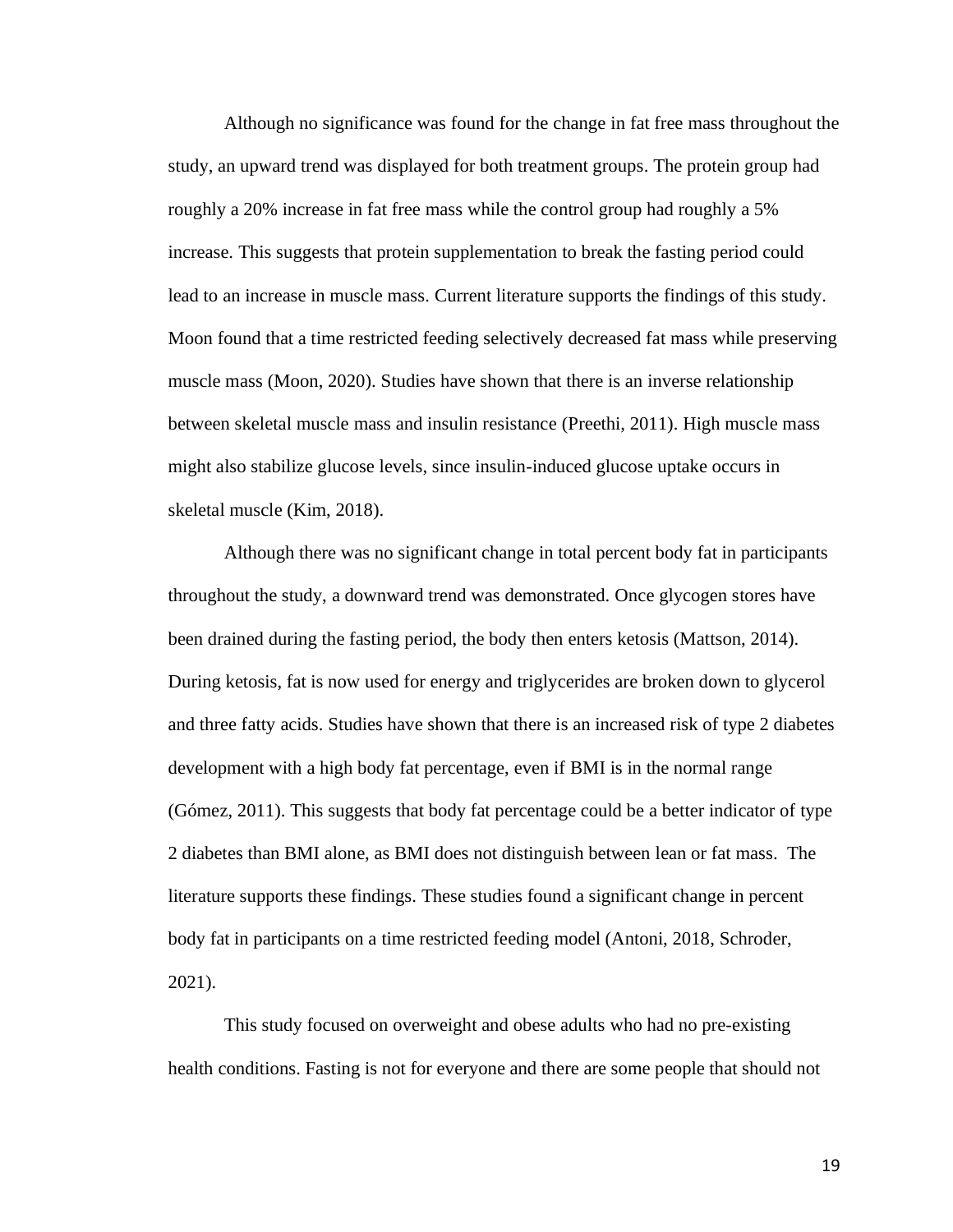Although no significance was found for the change in fat free mass throughout the study, an upward trend was displayed for both treatment groups. The protein group had roughly a 20% increase in fat free mass while the control group had roughly a 5% increase. This suggests that protein supplementation to break the fasting period could lead to an increase in muscle mass. Current literature supports the findings of this study. Moon found that a time restricted feeding selectively decreased fat mass while preserving muscle mass (Moon, 2020). Studies have shown that there is an inverse relationship between skeletal muscle mass and insulin resistance (Preethi, 2011). High muscle mass might also stabilize glucose levels, since insulin-induced glucose uptake occurs in skeletal muscle (Kim, 2018).

Although there was no significant change in total percent body fat in participants throughout the study, a downward trend was demonstrated. Once glycogen stores have been drained during the fasting period, the body then enters ketosis (Mattson, 2014). During ketosis, fat is now used for energy and triglycerides are broken down to glycerol and three fatty acids. Studies have shown that there is an increased risk of type 2 diabetes development with a high body fat percentage, even if BMI is in the normal range (Gómez, 2011). This suggests that body fat percentage could be a better indicator of type 2 diabetes than BMI alone, as BMI does not distinguish between lean or fat mass. The literature supports these findings. These studies found a significant change in percent body fat in participants on a time restricted feeding model (Antoni, 2018, Schroder, 2021).

This study focused on overweight and obese adults who had no pre-existing health conditions. Fasting is not for everyone and there are some people that should not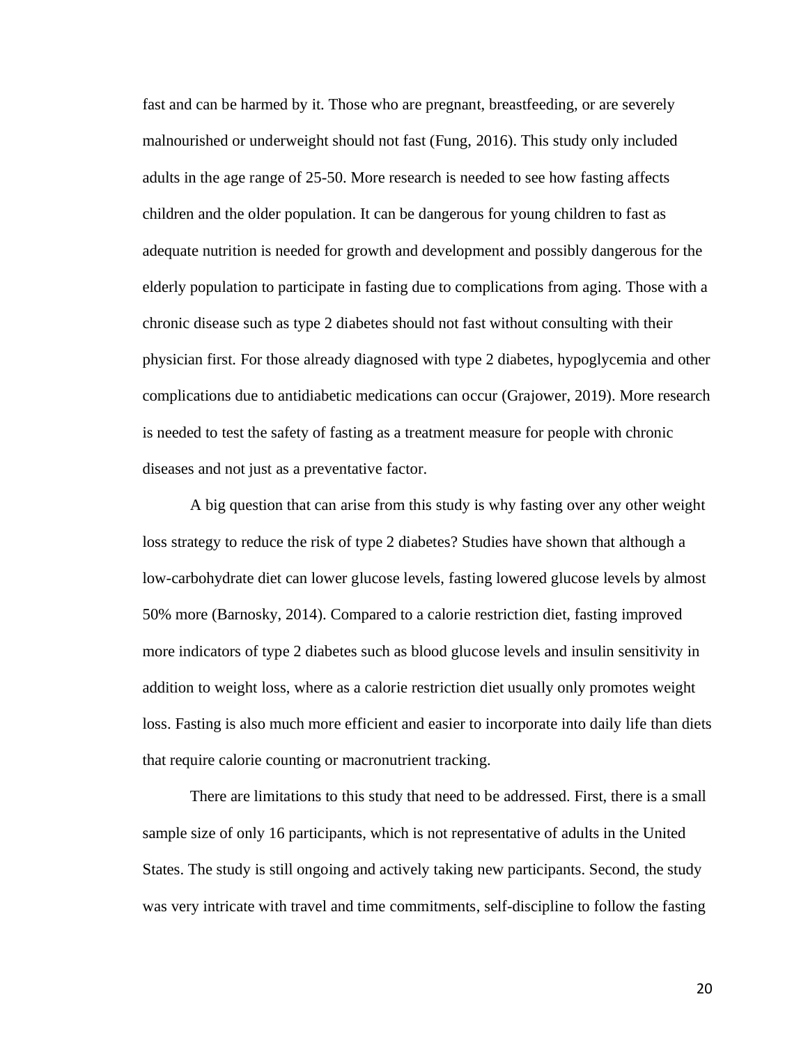fast and can be harmed by it. Those who are pregnant, breastfeeding, or are severely malnourished or underweight should not fast (Fung, 2016). This study only included adults in the age range of 25-50. More research is needed to see how fasting affects children and the older population. It can be dangerous for young children to fast as adequate nutrition is needed for growth and development and possibly dangerous for the elderly population to participate in fasting due to complications from aging. Those with a chronic disease such as type 2 diabetes should not fast without consulting with their physician first. For those already diagnosed with type 2 diabetes, hypoglycemia and other complications due to antidiabetic medications can occur (Grajower, 2019). More research is needed to test the safety of fasting as a treatment measure for people with chronic diseases and not just as a preventative factor.

A big question that can arise from this study is why fasting over any other weight loss strategy to reduce the risk of type 2 diabetes? Studies have shown that although a low-carbohydrate diet can lower glucose levels, fasting lowered glucose levels by almost 50% more (Barnosky, 2014). Compared to a calorie restriction diet, fasting improved more indicators of type 2 diabetes such as blood glucose levels and insulin sensitivity in addition to weight loss, where as a calorie restriction diet usually only promotes weight loss. Fasting is also much more efficient and easier to incorporate into daily life than diets that require calorie counting or macronutrient tracking.

There are limitations to this study that need to be addressed. First, there is a small sample size of only 16 participants, which is not representative of adults in the United States. The study is still ongoing and actively taking new participants. Second, the study was very intricate with travel and time commitments, self-discipline to follow the fasting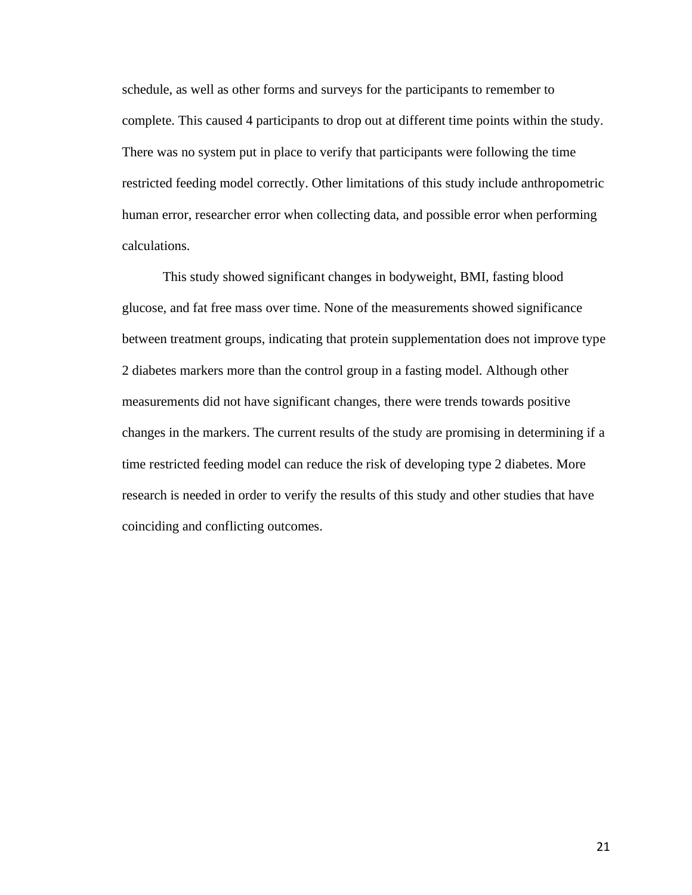schedule, as well as other forms and surveys for the participants to remember to complete. This caused 4 participants to drop out at different time points within the study. There was no system put in place to verify that participants were following the time restricted feeding model correctly. Other limitations of this study include anthropometric human error, researcher error when collecting data, and possible error when performing calculations.

This study showed significant changes in bodyweight, BMI, fasting blood glucose, and fat free mass over time. None of the measurements showed significance between treatment groups, indicating that protein supplementation does not improve type 2 diabetes markers more than the control group in a fasting model. Although other measurements did not have significant changes, there were trends towards positive changes in the markers. The current results of the study are promising in determining if a time restricted feeding model can reduce the risk of developing type 2 diabetes. More research is needed in order to verify the results of this study and other studies that have coinciding and conflicting outcomes.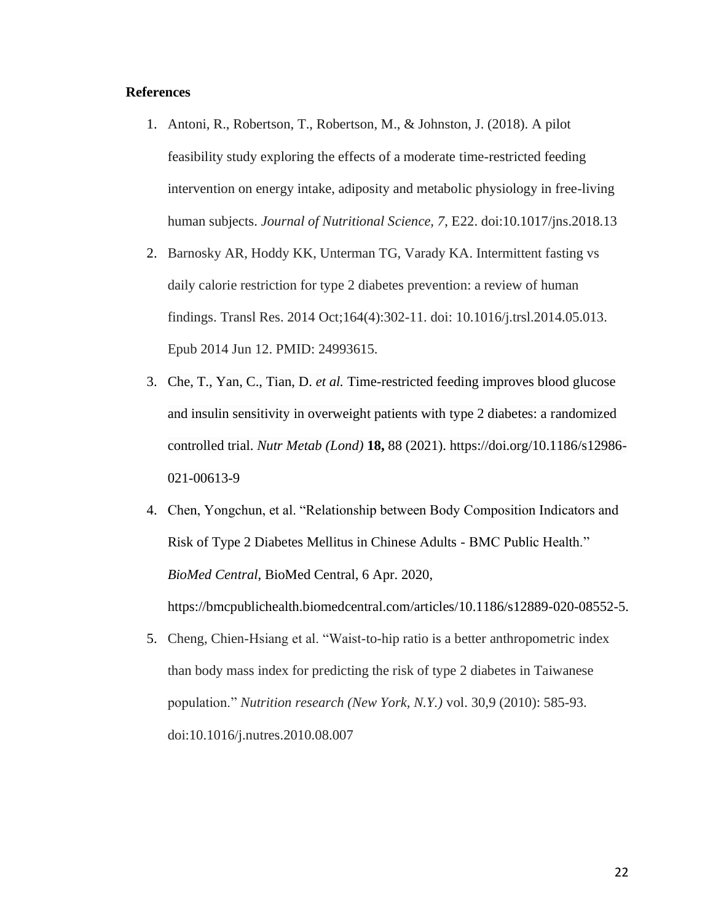**References**

1. Antoni, R., Robertson, T., Robertson, M., & Johnston, J. (2018). A pilot feasibility study exploring the effects of a moderate time-restricted feeding intervention on energy intake, adiposity and metabolic physiology in free-living human subjects. *Journal of Nutritional Science, 7,* E22. doi:10.1017/jns.2018.13
2. Barnosky AR, Hoddy KK, Unterman TG, Varady KA. Intermittent fasting vs daily calorie restriction for type 2 diabetes prevention: a review of human findings. Transl Res. 2014 Oct;164(4):302-11. doi: 10.1016/j.trsl.2014.05.013. Epub 2014 Jun 12. PMID: 24993615.
3. Che, T., Yan, C., Tian, D. *et al.* Time-restricted feeding improves blood glucose and insulin sensitivity in overweight patients with type 2 diabetes: a randomized controlled trial. *Nutr Metab (Lond)* **18,** 88 (2021). https://doi.org/10.1186/s12986-021-00613-9
4. Chen, Yongchun, et al. "Relationship between Body Composition Indicators and Risk of Type 2 Diabetes Mellitus in Chinese Adults - BMC Public Health." *BioMed Central*, BioMed Central, 6 Apr. 2020, https://bmcpublichealth.biomedcentral.com/articles/10.1186/s12889-020-08552-5.
5. Cheng, Chien-Hsiang et al. "Waist-to-hip ratio is a better anthropometric index than body mass index for predicting the risk of type 2 diabetes in Taiwanese population." *Nutrition research (New York, N.Y.)* vol. 30,9 (2010): 585-93. doi:10.1016/j.nutres.2010.08.007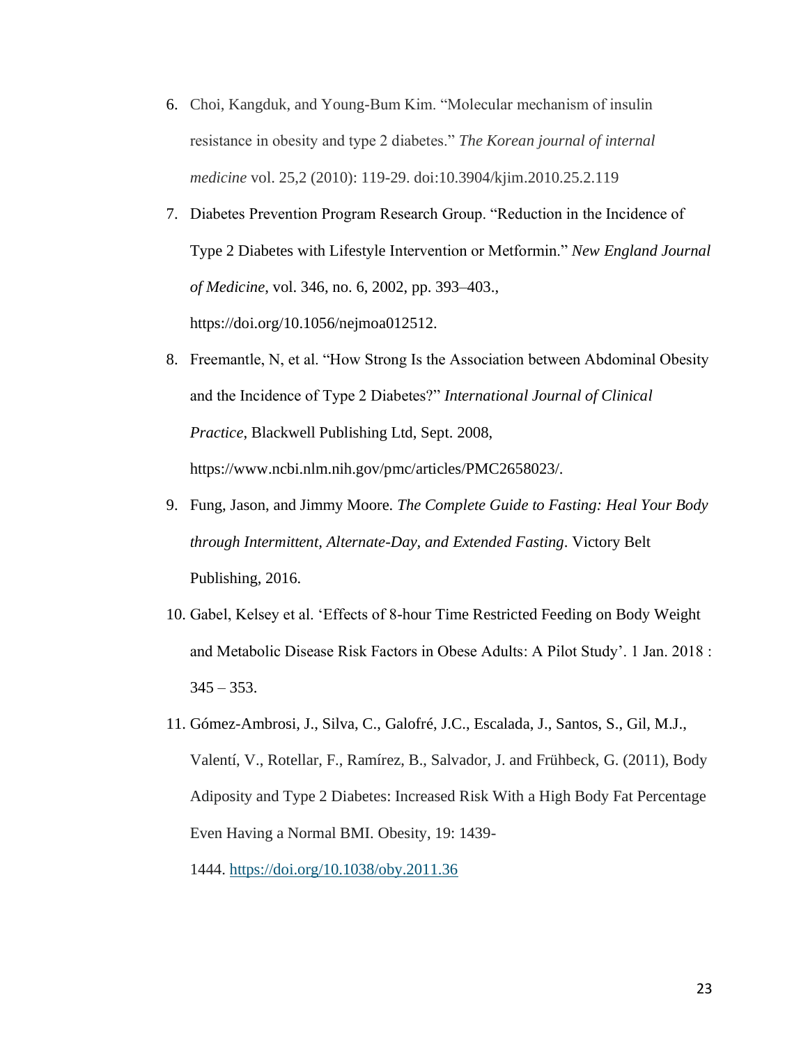6. Choi, Kangduk, and Young-Bum Kim. "Molecular mechanism of insulin resistance in obesity and type 2 diabetes." *The Korean journal of internal medicine* vol. 25,2 (2010): 119-29. doi:10.3904/kjim.2010.25.2.119

7. Diabetes Prevention Program Research Group. "Reduction in the Incidence of Type 2 Diabetes with Lifestyle Intervention or Metformin." *New England Journal of Medicine*, vol. 346, no. 6, 2002, pp. 393–403., https://doi.org/10.1056/nejmoa012512.

8. Freemantle, N, et al. "How Strong Is the Association between Abdominal Obesity and the Incidence of Type 2 Diabetes?" *International Journal of Clinical Practice*, Blackwell Publishing Ltd, Sept. 2008, https://www.ncbi.nlm.nih.gov/pmc/articles/PMC2658023/.

9. Fung, Jason, and Jimmy Moore. *The Complete Guide to Fasting: Heal Your Body through Intermittent, Alternate-Day, and Extended Fasting*. Victory Belt Publishing, 2016.

10. Gabel, Kelsey et al. 'Effects of 8-hour Time Restricted Feeding on Body Weight and Metabolic Disease Risk Factors in Obese Adults: A Pilot Study'. 1 Jan. 2018 : 345 – 353.

11. Gómez-Ambrosi, J., Silva, C., Galofré, J.C., Escalada, J., Santos, S., Gil, M.J., Valentí, V., Rotellar, F., Ramírez, B., Salvador, J. and Frühbeck, G. (2011), Body Adiposity and Type 2 Diabetes: Increased Risk With a High Body Fat Percentage Even Having a Normal BMI. Obesity, 19: 1439-1444. https://doi.org/10.1038/oby.2011.36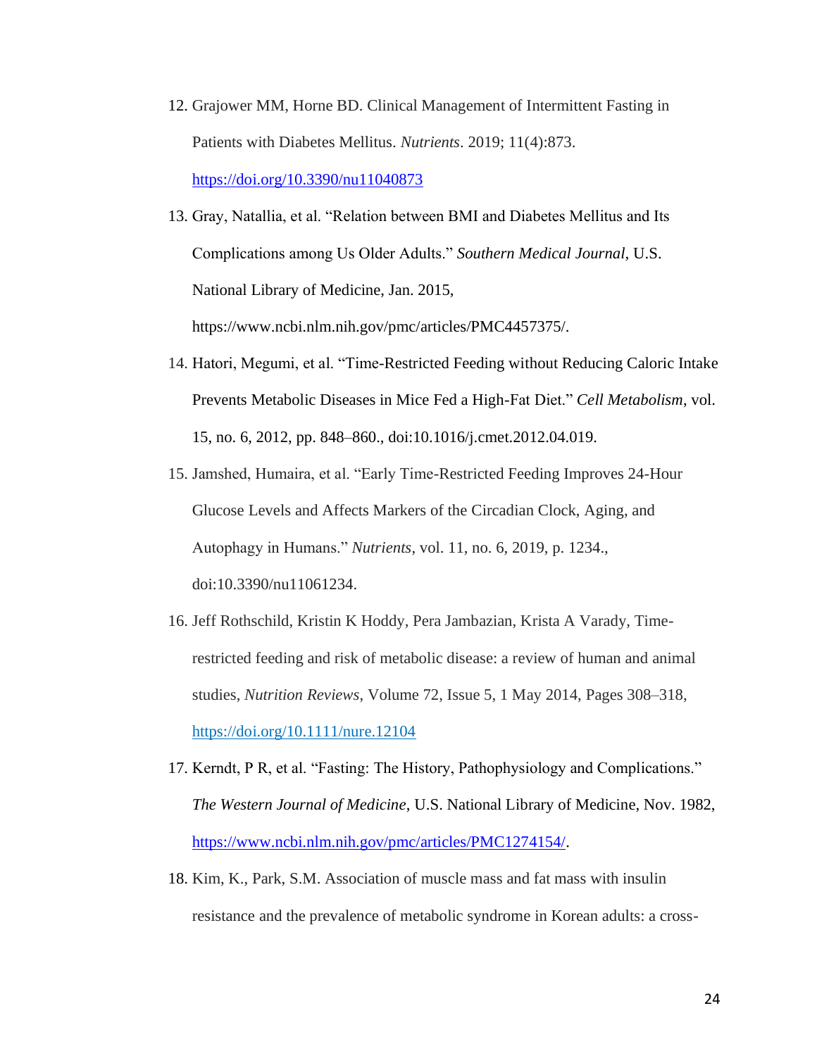12. Grajower MM, Horne BD. Clinical Management of Intermittent Fasting in Patients with Diabetes Mellitus. *Nutrients*. 2019; 11(4):873. https://doi.org/10.3390/nu11040873

13. Gray, Natallia, et al. "Relation between BMI and Diabetes Mellitus and Its Complications among Us Older Adults." *Southern Medical Journal*, U.S. National Library of Medicine, Jan. 2015, https://www.ncbi.nlm.nih.gov/pmc/articles/PMC4457375/.

14. Hatori, Megumi, et al. "Time-Restricted Feeding without Reducing Caloric Intake Prevents Metabolic Diseases in Mice Fed a High-Fat Diet." *Cell Metabolism*, vol. 15, no. 6, 2012, pp. 848–860., doi:10.1016/j.cmet.2012.04.019.

15. Jamshed, Humaira, et al. "Early Time-Restricted Feeding Improves 24-Hour Glucose Levels and Affects Markers of the Circadian Clock, Aging, and Autophagy in Humans." *Nutrients*, vol. 11, no. 6, 2019, p. 1234., doi:10.3390/nu11061234.

16. Jeff Rothschild, Kristin K Hoddy, Pera Jambazian, Krista A Varady, Time-restricted feeding and risk of metabolic disease: a review of human and animal studies, *Nutrition Reviews*, Volume 72, Issue 5, 1 May 2014, Pages 308–318, https://doi.org/10.1111/nure.12104

17. Kerndt, P R, et al. "Fasting: The History, Pathophysiology and Complications." *The Western Journal of Medicine*, U.S. National Library of Medicine, Nov. 1982, https://www.ncbi.nlm.nih.gov/pmc/articles/PMC1274154/.

18. Kim, K., Park, S.M. Association of muscle mass and fat mass with insulin resistance and the prevalence of metabolic syndrome in Korean adults: a cross-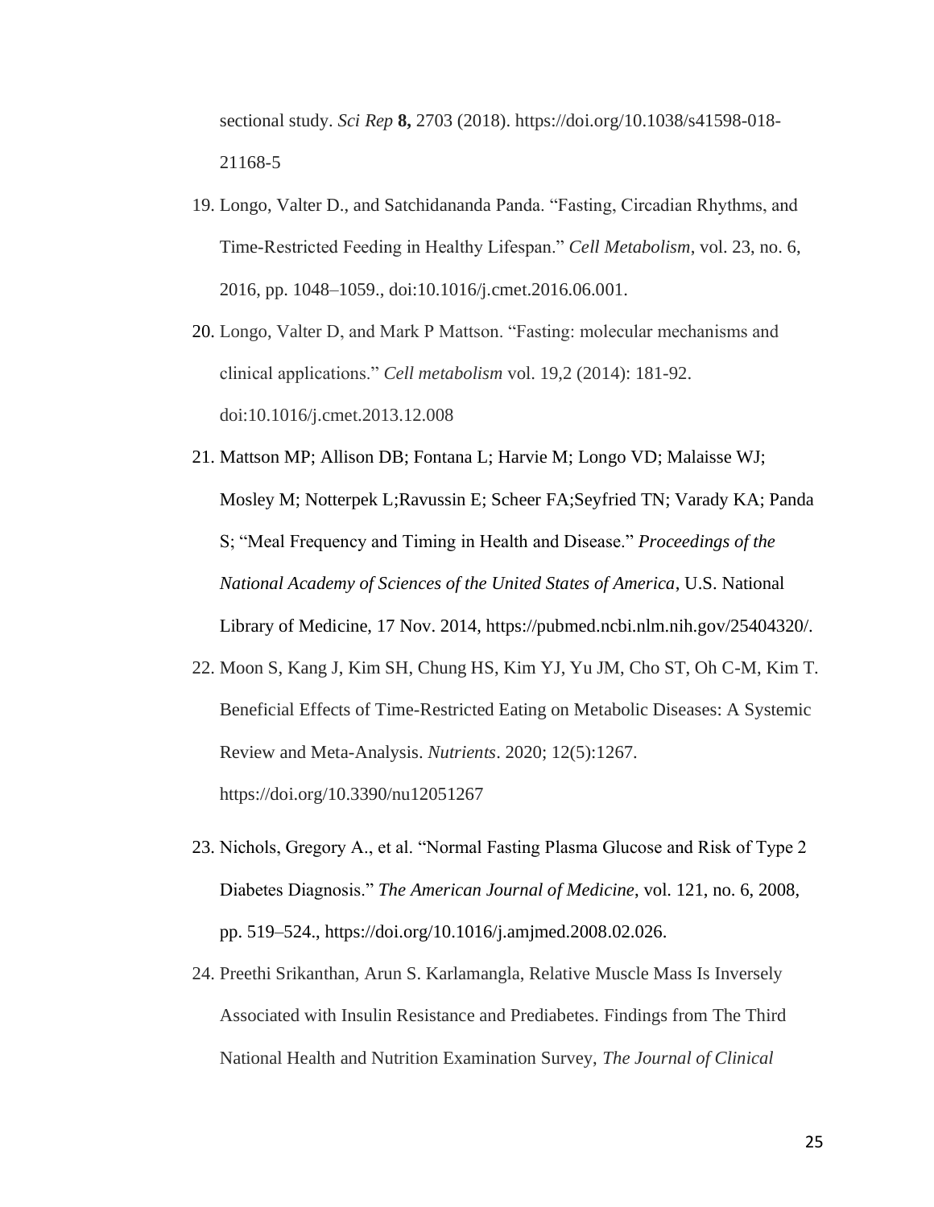sectional study. *Sci Rep* **8,** 2703 (2018). https://doi.org/10.1038/s41598-018-21168-5

19. Longo, Valter D., and Satchidananda Panda. "Fasting, Circadian Rhythms, and Time-Restricted Feeding in Healthy Lifespan." *Cell Metabolism*, vol. 23, no. 6, 2016, pp. 1048–1059., doi:10.1016/j.cmet.2016.06.001.
20. Longo, Valter D, and Mark P Mattson. "Fasting: molecular mechanisms and clinical applications." *Cell metabolism* vol. 19,2 (2014): 181-92. doi:10.1016/j.cmet.2013.12.008
21. Mattson MP; Allison DB; Fontana L; Harvie M; Longo VD; Malaisse WJ; Mosley M; Notterpek L;Ravussin E; Scheer FA;Seyfried TN; Varady KA; Panda S; "Meal Frequency and Timing in Health and Disease." *Proceedings of the National Academy of Sciences of the United States of America*, U.S. National Library of Medicine, 17 Nov. 2014, https://pubmed.ncbi.nlm.nih.gov/25404320/.
22. Moon S, Kang J, Kim SH, Chung HS, Kim YJ, Yu JM, Cho ST, Oh C-M, Kim T. Beneficial Effects of Time-Restricted Eating on Metabolic Diseases: A Systemic Review and Meta-Analysis. *Nutrients*. 2020; 12(5):1267. https://doi.org/10.3390/nu12051267
23. Nichols, Gregory A., et al. "Normal Fasting Plasma Glucose and Risk of Type 2 Diabetes Diagnosis." *The American Journal of Medicine*, vol. 121, no. 6, 2008, pp. 519–524., https://doi.org/10.1016/j.amjmed.2008.02.026.
24. Preethi Srikanthan, Arun S. Karlamangla, Relative Muscle Mass Is Inversely Associated with Insulin Resistance and Prediabetes. Findings from The Third National Health and Nutrition Examination Survey, *The Journal of Clinical*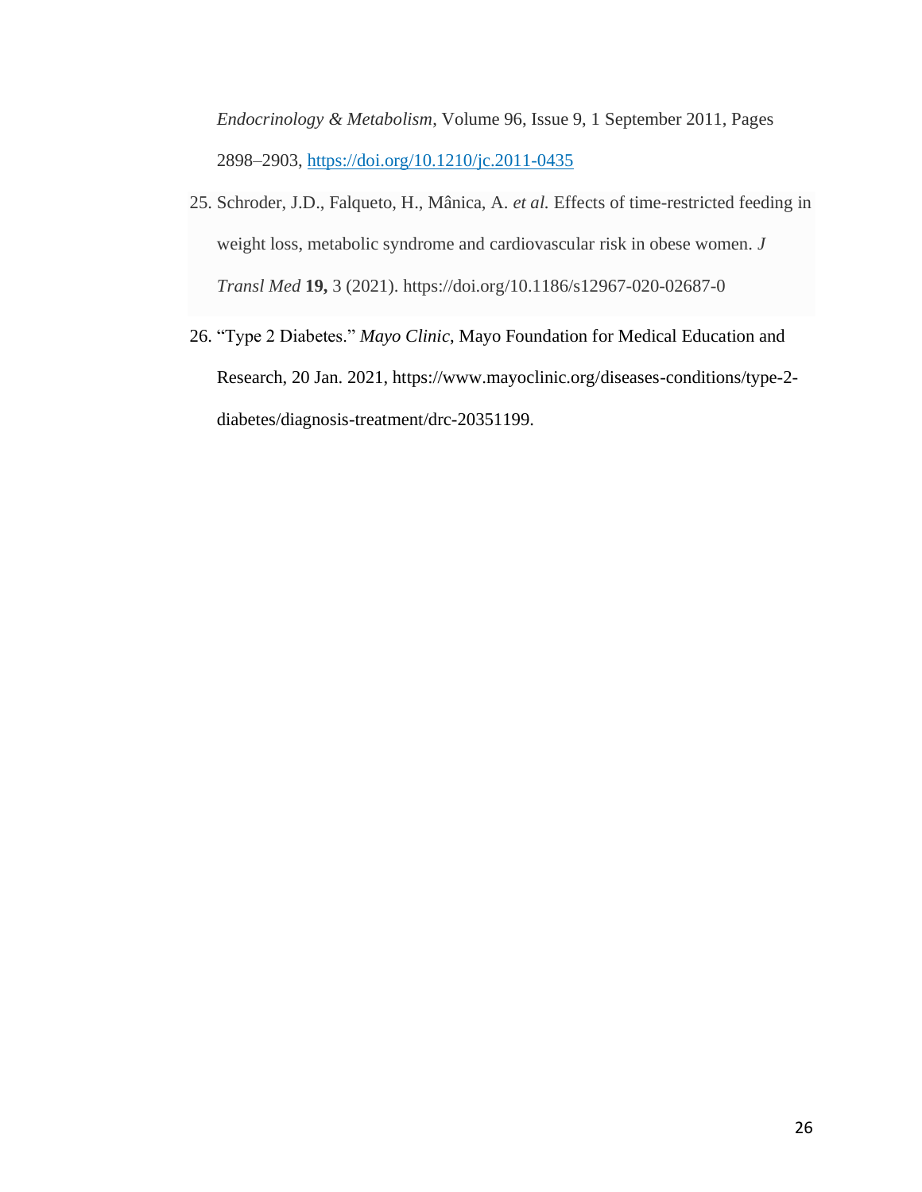*Endocrinology & Metabolism*, Volume 96, Issue 9, 1 September 2011, Pages 2898–2903, https://doi.org/10.1210/jc.2011-0435

25. Schroder, J.D., Falqueto, H., Mânica, A. *et al.* Effects of time-restricted feeding in weight loss, metabolic syndrome and cardiovascular risk in obese women. *J Transl Med* **19,** 3 (2021). https://doi.org/10.1186/s12967-020-02687-0
26. "Type 2 Diabetes." *Mayo Clinic*, Mayo Foundation for Medical Education and Research, 20 Jan. 2021, https://www.mayoclinic.org/diseases-conditions/type-2-diabetes/diagnosis-treatment/drc-20351199.